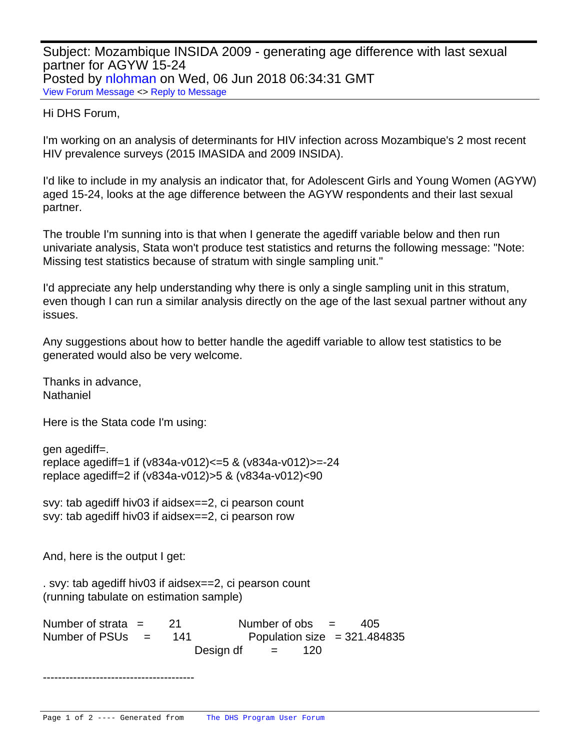Subject: Mozambique INSIDA 2009 - generating age difference with last sexual partner for AGYW 15-24
Posted by nlohman on Wed, 06 Jun 2018 06:34:31 GMT
View Forum Message <> Reply to Message

Hi DHS Forum,

I'm working on an analysis of determinants for HIV infection across Mozambique's 2 most recent HIV prevalence surveys (2015 IMASIDA and 2009 INSIDA).

I'd like to include in my analysis an indicator that, for Adolescent Girls and Young Women (AGYW) aged 15-24, looks at the age difference between the AGYW respondents and their last sexual partner.

The trouble I'm sunning into is that when I generate the agediff variable below and then run univariate analysis, Stata won't produce test statistics and returns the following message: "Note: Missing test statistics because of stratum with single sampling unit."

I'd appreciate any help understanding why there is only a single sampling unit in this stratum, even though I can run a similar analysis directly on the age of the last sexual partner without any issues.

Any suggestions about how to better handle the agediff variable to allow test statistics to be generated would also be very welcome.

Thanks in advance,
Nathaniel

Here is the Stata code I'm using:

```
gen agediff=.
replace agediff=1 if (v834a-v012)<=5 & (v834a-v012)>=-24
replace agediff=2 if (v834a-v012)>5 & (v834a-v012)<90

svy: tab agediff hiv03 if aidsex==2, ci pearson count
svy: tab agediff hiv03 if aidsex==2, ci pearson row
```

And, here is the output I get:

```
. svy: tab agediff hiv03 if aidsex==2, ci pearson count
(running tabulate on estimation sample)

Number of strata   =        21              Number of obs     =        405
Number of PSUs     =       141              Population size   = 321.484835
                                            Design df         =        120

----------------------------------------
```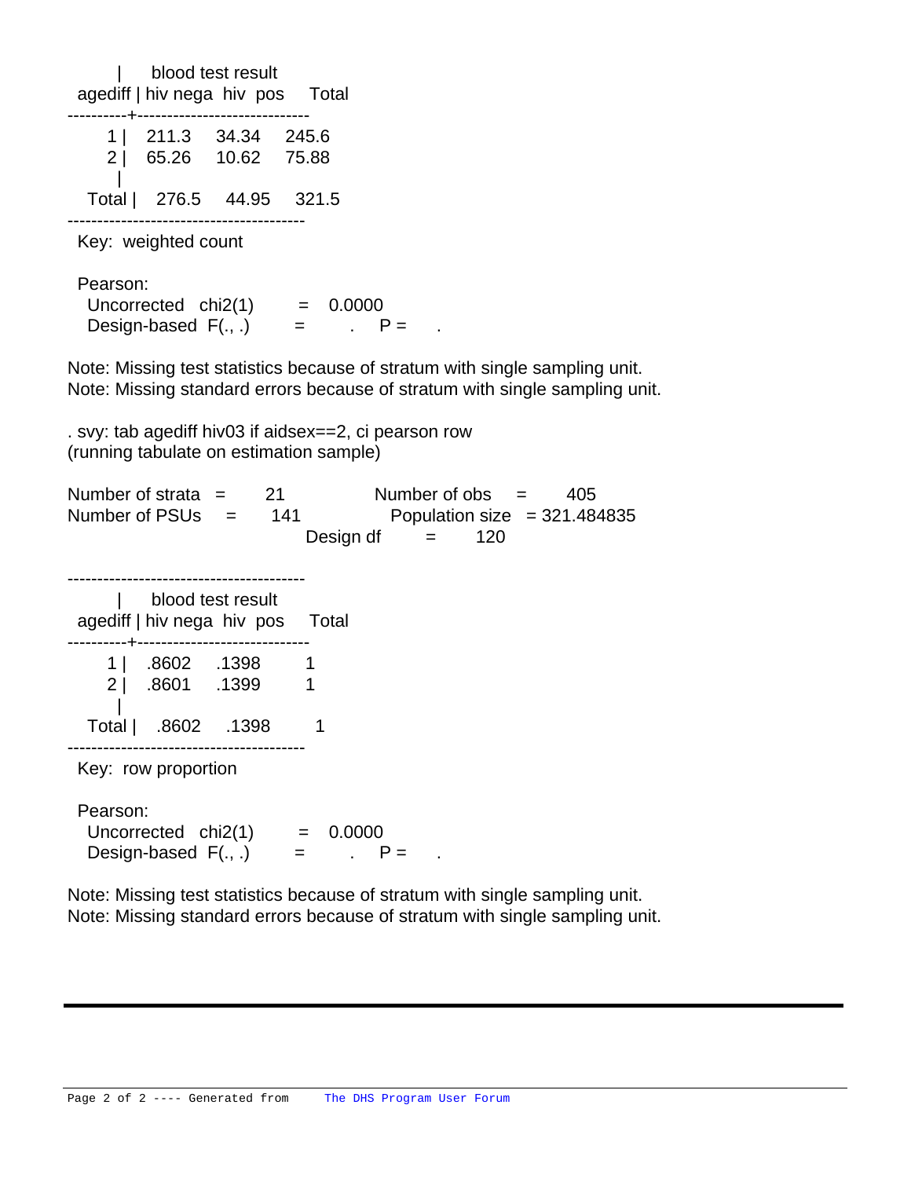```
          |     blood test result
 agediff | hiv nega  hiv  pos     Total
----------+-----------------------------
        1 |    211.3     34.34     245.6
        2 |    65.26     10.62     75.88
          |
    Total |    276.5     44.95     321.5
----------------------------------------
  Key:  weighted count

  Pearson:
    Uncorrected   chi2(1)         =    0.0000
    Design-based  F(., .)         =         .    P =      .

Note: Missing test statistics because of stratum with single sampling unit.
Note: Missing standard errors because of stratum with single sampling unit.

. svy: tab agediff hiv03 if aidsex==2, ci pearson row
(running tabulate on estimation sample)

Number of strata   =        21                Number of obs      =       405
Number of PSUs     =       141                Population size    = 321.484835
                                              Design df          =       120

----------------------------------------
          |     blood test result
 agediff | hiv nega  hiv  pos     Total
----------+-----------------------------
        1 |    .8602     .1398         1
        2 |    .8601     .1399         1
          |
    Total |    .8602     .1398         1
----------------------------------------
  Key:  row proportion

  Pearson:
    Uncorrected   chi2(1)         =    0.0000
    Design-based  F(., .)         =         .    P =      .

Note: Missing test statistics because of stratum with single sampling unit.
Note: Missing standard errors because of stratum with single sampling unit.
```